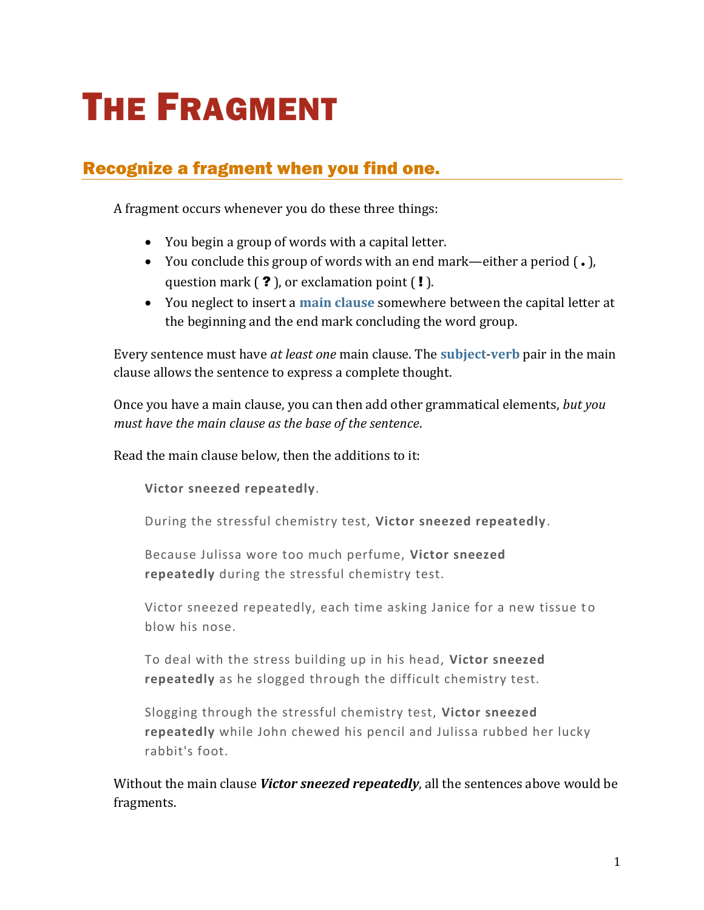# The Fragment

## Recognize a fragment when you find one.

A fragment occurs whenever you do these three things:

- You begin a group of words with a capital letter.
- You conclude this group of words with an end mark—either a period ( **.** ), question mark ( **?** ), or exclamation point ( **!** ).
- You neglect to insert a **main clause** somewhere between the capital letter at the beginning and the end mark concluding the word group.

Every sentence must have *at least one* main clause. The **subject-verb** pair in the main clause allows the sentence to express a complete thought.

Once you have a main clause, you can then add other grammatical elements, *but you must have the main clause as the base of the sentence*.

Read the main clause below, then the additions to it:

> **Victor sneezed repeatedly**.
>
> During the stressful chemistry test, **Victor sneezed repeatedly**.
>
> Because Julissa wore too much perfume, **Victor sneezed repeatedly** during the stressful chemistry test.
>
> Victor sneezed repeatedly, each time asking Janice for a new tissue to blow his nose.
>
> To deal with the stress building up in his head, **Victor sneezed repeatedly** as he slogged through the difficult chemistry test.
>
> Slogging through the stressful chemistry test, **Victor sneezed repeatedly** while John chewed his pencil and Julissa rubbed her lucky rabbit's foot.

Without the main clause ***Victor sneezed repeatedly***, all the sentences above would be fragments.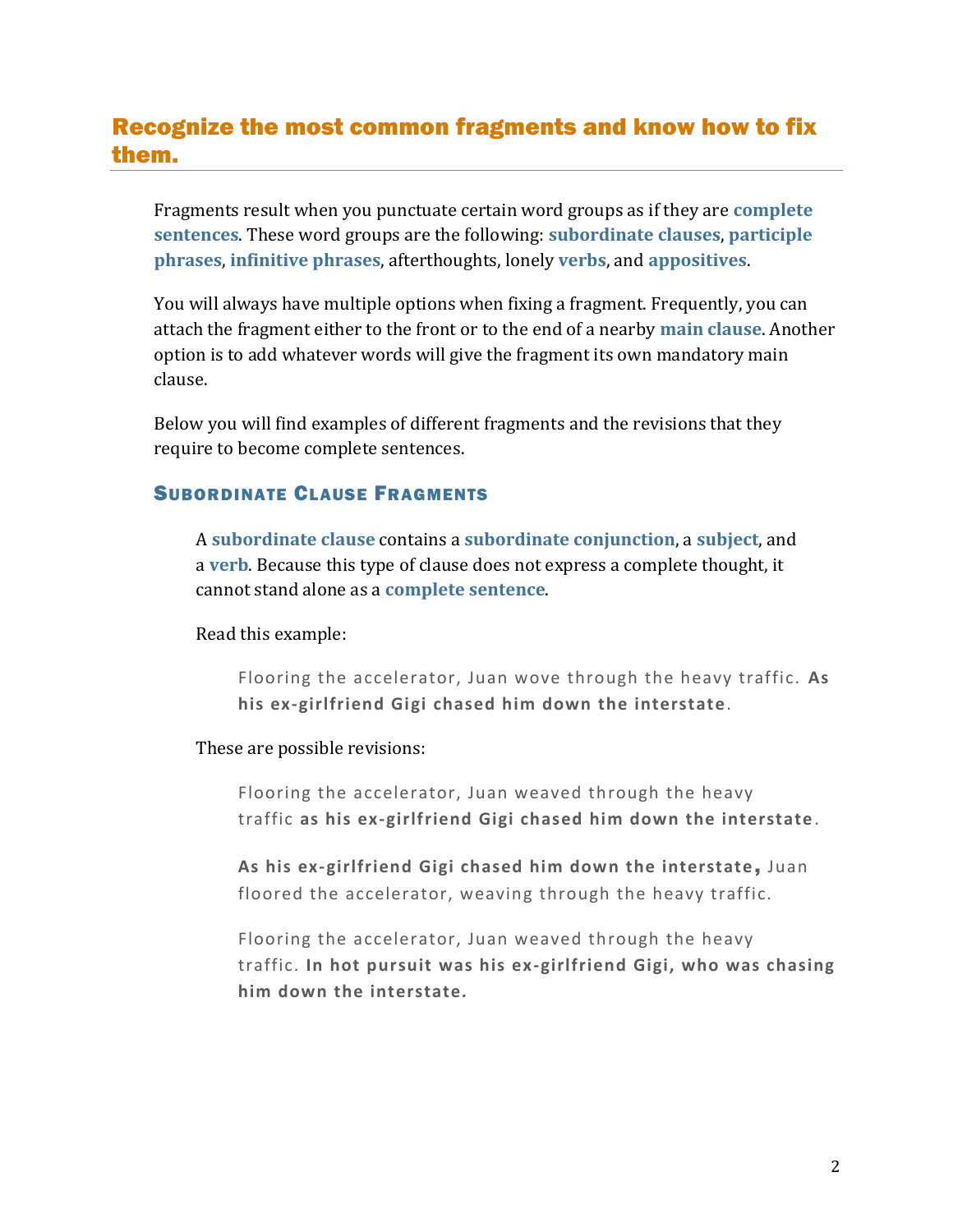## Recognize the most common fragments and know how to fix them.

Fragments result when you punctuate certain word groups as if they are **complete sentences**. These word groups are the following: **subordinate clauses**, **participle phrases**, **infinitive phrases**, afterthoughts, lonely **verbs**, and **appositives**.

You will always have multiple options when fixing a fragment. Frequently, you can attach the fragment either to the front or to the end of a nearby **main clause**. Another option is to add whatever words will give the fragment its own mandatory main clause.

Below you will find examples of different fragments and the revisions that they require to become complete sentences.

### Subordinate Clause Fragments

A **subordinate clause** contains a **subordinate conjunction**, a **subject**, and a **verb**. Because this type of clause does not express a complete thought, it cannot stand alone as a **complete sentence**.

Read this example:

> Flooring the accelerator, Juan wove through the heavy traffic. **As his ex-girlfriend Gigi chased him down the interstate**.

These are possible revisions:

> Flooring the accelerator, Juan weaved through the heavy traffic **as his ex-girlfriend Gigi chased him down the interstate**.

> **As his ex-girlfriend Gigi chased him down the interstate,** Juan floored the accelerator, weaving through the heavy traffic.

> Flooring the accelerator, Juan weaved through the heavy traffic. **In hot pursuit was his ex-girlfriend Gigi, who was chasing him down the interstate.**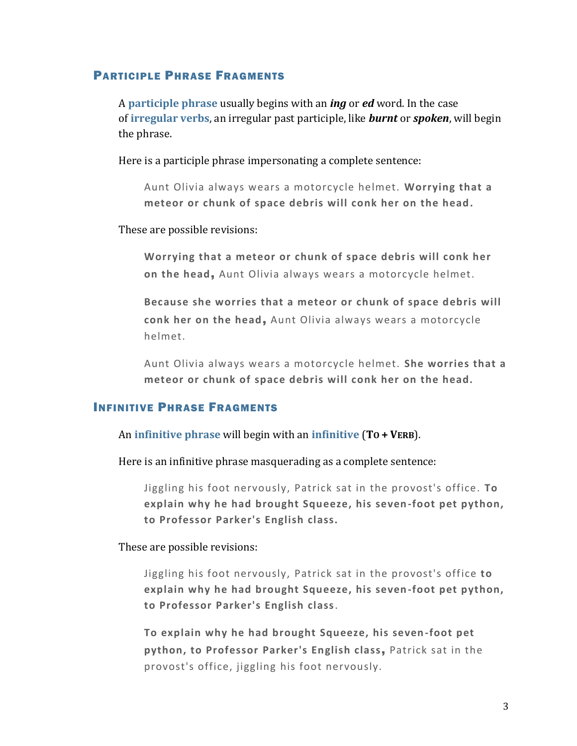## Participle Phrase Fragments

A **participle phrase** usually begins with an ***ing*** or ***ed*** word. In the case of **irregular verbs**, an irregular past participle, like ***burnt*** or ***spoken***, will begin the phrase.

Here is a participle phrase impersonating a complete sentence:

> Aunt Olivia always wears a motorcycle helmet. **Worrying that a meteor or chunk of space debris will conk her on the head.**

These are possible revisions:

> **Worrying that a meteor or chunk of space debris will conk her on the head,** Aunt Olivia always wears a motorcycle helmet.

> **Because she worries that a meteor or chunk of space debris will conk her on the head,** Aunt Olivia always wears a motorcycle helmet.

> Aunt Olivia always wears a motorcycle helmet. **She worries that a meteor or chunk of space debris will conk her on the head.**

## Infinitive Phrase Fragments

An **infinitive phrase** will begin with an **infinitive** (**To + Verb**).

Here is an infinitive phrase masquerading as a complete sentence:

> Jiggling his foot nervously, Patrick sat in the provost's office. **To explain why he had brought Squeeze, his seven-foot pet python, to Professor Parker's English class.**

These are possible revisions:

> Jiggling his foot nervously, Patrick sat in the provost's office **to explain why he had brought Squeeze, his seven-foot pet python, to Professor Parker's English class**.

> **To explain why he had brought Squeeze, his seven-foot pet python, to Professor Parker's English class,** Patrick sat in the provost's office, jiggling his foot nervously.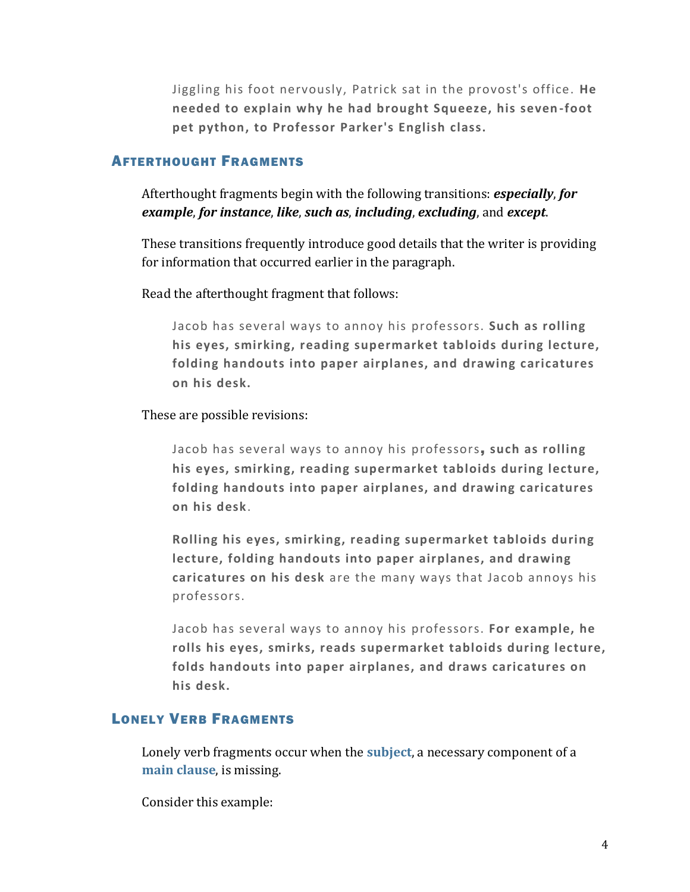> Jiggling his foot nervously, Patrick sat in the provost's office. **He needed to explain why he had brought Squeeze, his seven-foot pet python, to Professor Parker's English class.**

### Afterthought Fragments

Afterthought fragments begin with the following transitions: ***especially***, ***for example***, ***for instance***, ***like***, ***such as***, ***including***, ***excluding***, and ***except***.

These transitions frequently introduce good details that the writer is providing for information that occurred earlier in the paragraph.

Read the afterthought fragment that follows:

> Jacob has several ways to annoy his professors. **Such as rolling his eyes, smirking, reading supermarket tabloids during lecture, folding handouts into paper airplanes, and drawing caricatures on his desk.**

These are possible revisions:

> Jacob has several ways to annoy his professors**, such as rolling his eyes, smirking, reading supermarket tabloids during lecture, folding handouts into paper airplanes, and drawing caricatures on his desk**.

> **Rolling his eyes, smirking, reading supermarket tabloids during lecture, folding handouts into paper airplanes, and drawing caricatures on his desk** are the many ways that Jacob annoys his professors.

> Jacob has several ways to annoy his professors. **For example, he rolls his eyes, smirks, reads supermarket tabloids during lecture, folds handouts into paper airplanes, and draws caricatures on his desk.**

### Lonely Verb Fragments

Lonely verb fragments occur when the **subject**, a necessary component of a **main clause**, is missing.

Consider this example: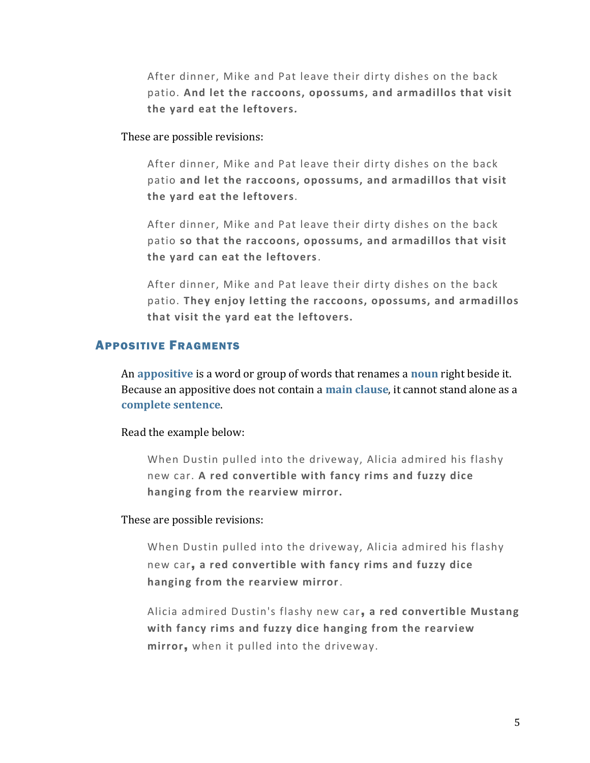> After dinner, Mike and Pat leave their dirty dishes on the back patio. **And let the raccoons, opossums, and armadillos that visit the yard eat the leftovers.**

These are possible revisions:

> After dinner, Mike and Pat leave their dirty dishes on the back patio **and let the raccoons, opossums, and armadillos that visit the yard eat the leftovers**.

> After dinner, Mike and Pat leave their dirty dishes on the back patio **so that the raccoons, opossums, and armadillos that visit the yard can eat the leftovers**.

> After dinner, Mike and Pat leave their dirty dishes on the back patio. **They enjoy letting the raccoons, opossums, and armadillos that visit the yard eat the leftovers.**

## Appositive Fragments

An **appositive** is a word or group of words that renames a **noun** right beside it. Because an appositive does not contain a **main clause**, it cannot stand alone as a **complete sentence**.

Read the example below:

> When Dustin pulled into the driveway, Alicia admired his flashy new car. **A red convertible with fancy rims and fuzzy dice hanging from the rearview mirror.**

These are possible revisions:

> When Dustin pulled into the driveway, Alicia admired his flashy new car**, a red convertible with fancy rims and fuzzy dice hanging from the rearview mirror**.

> Alicia admired Dustin's flashy new car**, a red convertible Mustang with fancy rims and fuzzy dice hanging from the rearview mirror,** when it pulled into the driveway.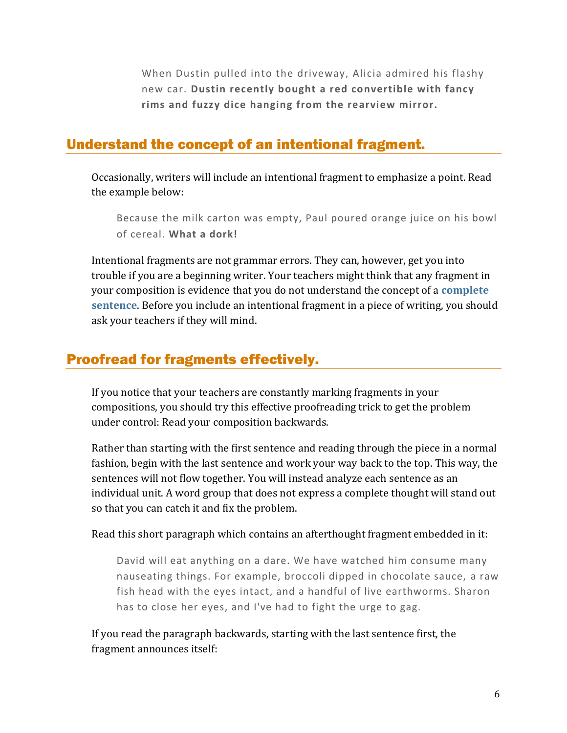> When Dustin pulled into the driveway, Alicia admired his flashy new car. **Dustin recently bought a red convertible with fancy rims and fuzzy dice hanging from the rearview mirror.**

## Understand the concept of an intentional fragment.

Occasionally, writers will include an intentional fragment to emphasize a point. Read the example below:

> Because the milk carton was empty, Paul poured orange juice on his bowl of cereal. **What a dork!**

Intentional fragments are not grammar errors. They can, however, get you into trouble if you are a beginning writer. Your teachers might think that any fragment in your composition is evidence that you do not understand the concept of a **complete sentence**. Before you include an intentional fragment in a piece of writing, you should ask your teachers if they will mind.

## Proofread for fragments effectively.

If you notice that your teachers are constantly marking fragments in your compositions, you should try this effective proofreading trick to get the problem under control: Read your composition backwards.

Rather than starting with the first sentence and reading through the piece in a normal fashion, begin with the last sentence and work your way back to the top. This way, the sentences will not flow together. You will instead analyze each sentence as an individual unit. A word group that does not express a complete thought will stand out so that you can catch it and fix the problem.

Read this short paragraph which contains an afterthought fragment embedded in it:

> David will eat anything on a dare. We have watched him consume many nauseating things. For example, broccoli dipped in chocolate sauce, a raw fish head with the eyes intact, and a handful of live earthworms. Sharon has to close her eyes, and I've had to fight the urge to gag.

If you read the paragraph backwards, starting with the last sentence first, the fragment announces itself: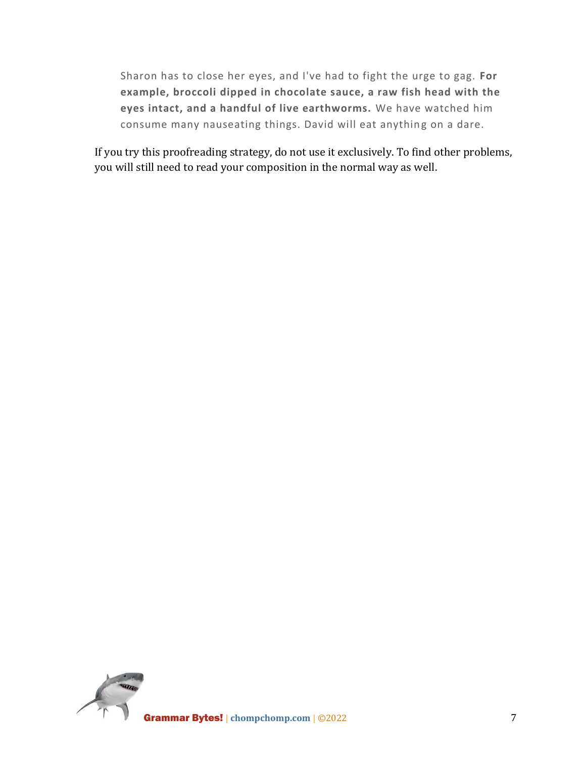> Sharon has to close her eyes, and I've had to fight the urge to gag. **For example, broccoli dipped in chocolate sauce, a raw fish head with the eyes intact, and a handful of live earthworms.** We have watched him consume many nauseating things. David will eat anything on a dare.

If you try this proofreading strategy, do not use it exclusively. To find other problems, you will still need to read your composition in the normal way as well.